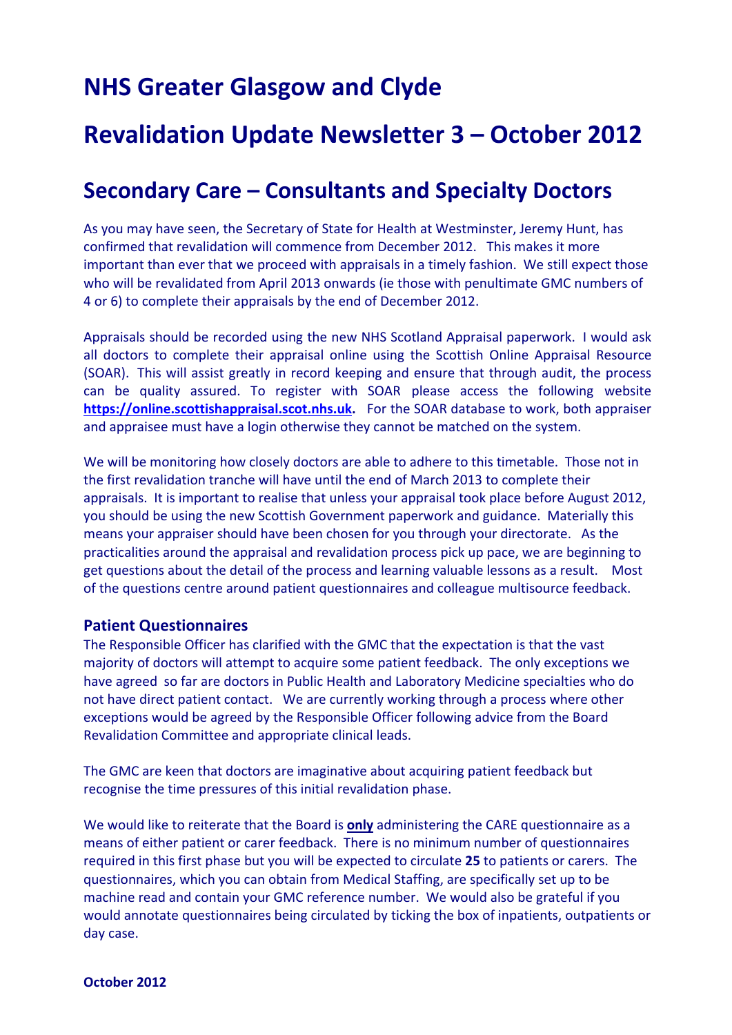# NHS Greater Glasgow and Clyde

# Revalidation Update Newsletter 3 – October 2012

## Secondary Care – Consultants and Specialty Doctors

As you may have seen, the Secretary of State for Health at Westminster, Jeremy Hunt, has confirmed that revalidation will commence from December 2012. This makes it more important than ever that we proceed with appraisals in a timely fashion. We still expect those who will be revalidated from April 2013 onwards (ie those with penultimate GMC numbers of 4 or 6) to complete their appraisals by the end of December 2012.

Appraisals should be recorded using the new NHS Scotland Appraisal paperwork. I would ask all doctors to complete their appraisal online using the Scottish Online Appraisal Resource (SOAR). This will assist greatly in record keeping and ensure that through audit, the process can be quality assured. To register with SOAR please access the following website **https://online.scottishappraisal.scot.nhs.uk.** For the SOAR database to work, both appraiser and appraisee must have a login otherwise they cannot be matched on the system.

We will be monitoring how closely doctors are able to adhere to this timetable. Those not in the first revalidation tranche will have until the end of March 2013 to complete their appraisals. It is important to realise that unless your appraisal took place before August 2012, you should be using the new Scottish Government paperwork and guidance. Materially this means your appraiser should have been chosen for you through your directorate. As the practicalities around the appraisal and revalidation process pick up pace, we are beginning to get questions about the detail of the process and learning valuable lessons as a result. Most of the questions centre around patient questionnaires and colleague multisource feedback.

### Patient Questionnaires

The Responsible Officer has clarified with the GMC that the expectation is that the vast majority of doctors will attempt to acquire some patient feedback. The only exceptions we have agreed so far are doctors in Public Health and Laboratory Medicine specialties who do not have direct patient contact. We are currently working through a process where other exceptions would be agreed by the Responsible Officer following advice from the Board Revalidation Committee and appropriate clinical leads.

The GMC are keen that doctors are imaginative about acquiring patient feedback but recognise the time pressures of this initial revalidation phase.

We would like to reiterate that the Board is **only** administering the CARE questionnaire as a means of either patient or carer feedback. There is no minimum number of questionnaires required in this first phase but you will be expected to circulate **25** to patients or carers. The questionnaires, which you can obtain from Medical Staffing, are specifically set up to be machine read and contain your GMC reference number. We would also be grateful if you would annotate questionnaires being circulated by ticking the box of inpatients, outpatients or day case.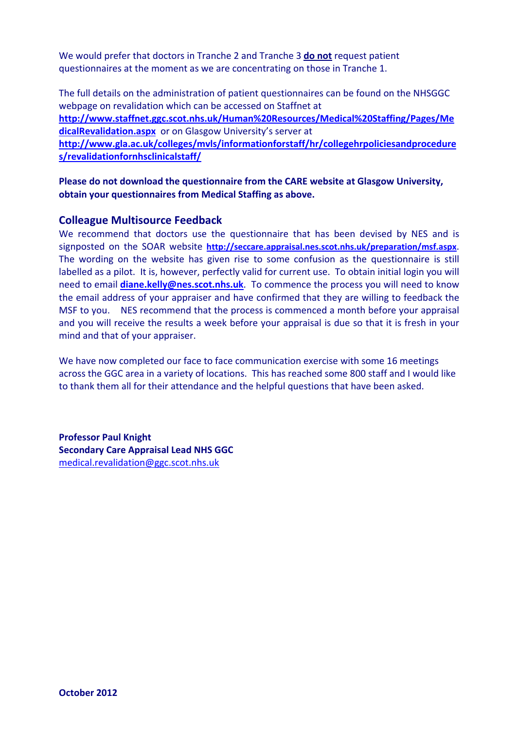We would prefer that doctors in Tranche 2 and Tranche 3 **do not** request patient questionnaires at the moment as we are concentrating on those in Tranche 1.

The full details on the administration of patient questionnaires can be found on the NHSGGC webpage on revalidation which can be accessed on Staffnet at **http://www.staffnet.ggc.scot.nhs.uk/Human%20Resources/Medical%20Staffing/Pages/MedicalRevalidation.aspx** or on Glasgow University's server at **http://www.gla.ac.uk/colleges/mvls/informationforstaff/hr/collegehrpoliciesandprocedures/revalidationfornhsclinicalstaff/**

**Please do not download the questionnaire from the CARE website at Glasgow University, obtain your questionnaires from Medical Staffing as above.**

## Colleague Multisource Feedback

We recommend that doctors use the questionnaire that has been devised by NES and is signposted on the SOAR website **http://seccare.appraisal.nes.scot.nhs.uk/preparation/msf.aspx**. The wording on the website has given rise to some confusion as the questionnaire is still labelled as a pilot. It is, however, perfectly valid for current use. To obtain initial login you will need to email **diane.kelly@nes.scot.nhs.uk**. To commence the process you will need to know the email address of your appraiser and have confirmed that they are willing to feedback the MSF to you. NES recommend that the process is commenced a month before your appraisal and you will receive the results a week before your appraisal is due so that it is fresh in your mind and that of your appraiser.

We have now completed our face to face communication exercise with some 16 meetings across the GGC area in a variety of locations. This has reached some 800 staff and I would like to thank them all for their attendance and the helpful questions that have been asked.

**Professor Paul Knight**
**Secondary Care Appraisal Lead NHS GGC**
medical.revalidation@ggc.scot.nhs.uk

**October 2012**